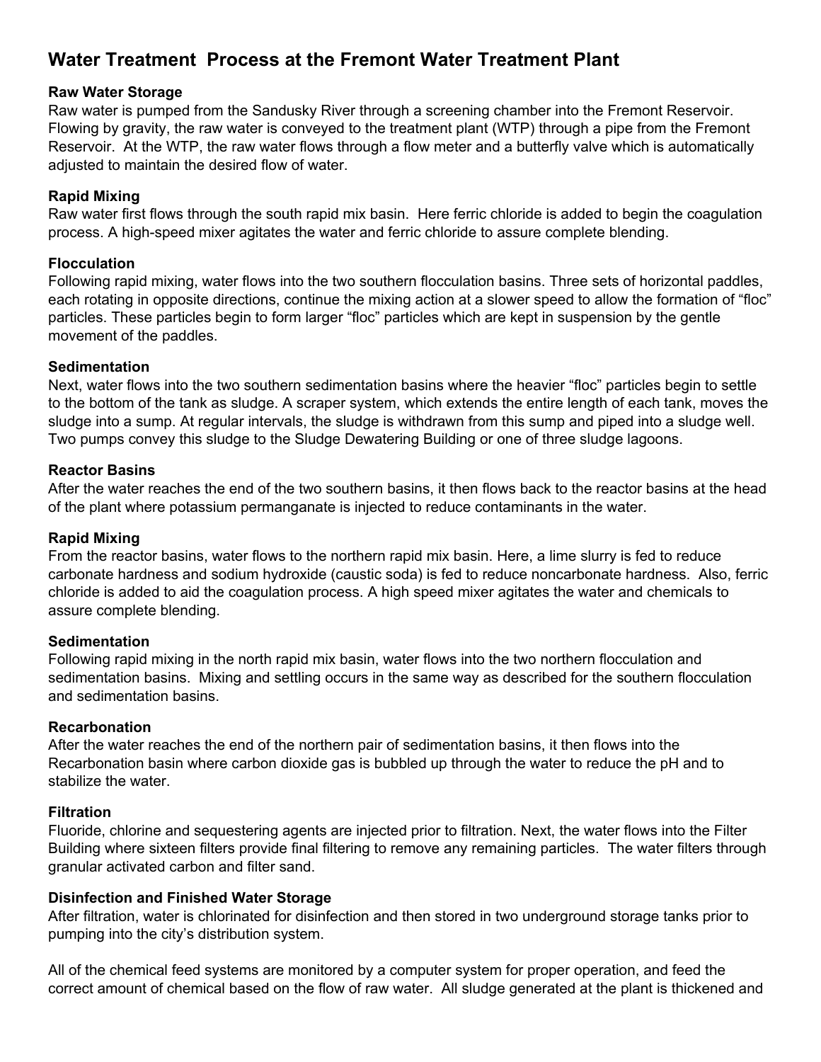# Water Treatment  Process at the Fremont Water Treatment Plant

### Raw Water Storage

Raw water is pumped from the Sandusky River through a screening chamber into the Fremont Reservoir. Flowing by gravity, the raw water is conveyed to the treatment plant (WTP) through a pipe from the Fremont Reservoir.  At the WTP, the raw water flows through a flow meter and a butterfly valve which is automatically adjusted to maintain the desired flow of water.

### Rapid Mixing

Raw water first flows through the south rapid mix basin.  Here ferric chloride is added to begin the coagulation process. A high-speed mixer agitates the water and ferric chloride to assure complete blending.

### Flocculation

Following rapid mixing, water flows into the two southern flocculation basins. Three sets of horizontal paddles, each rotating in opposite directions, continue the mixing action at a slower speed to allow the formation of “floc” particles. These particles begin to form larger “floc” particles which are kept in suspension by the gentle movement of the paddles.

### Sedimentation

Next, water flows into the two southern sedimentation basins where the heavier “floc” particles begin to settle to the bottom of the tank as sludge. A scraper system, which extends the entire length of each tank, moves the sludge into a sump. At regular intervals, the sludge is withdrawn from this sump and piped into a sludge well. Two pumps convey this sludge to the Sludge Dewatering Building or one of three sludge lagoons.

### Reactor Basins

After the water reaches the end of the two southern basins, it then flows back to the reactor basins at the head of the plant where potassium permanganate is injected to reduce contaminants in the water.

### Rapid Mixing

From the reactor basins, water flows to the northern rapid mix basin. Here, a lime slurry is fed to reduce carbonate hardness and sodium hydroxide (caustic soda) is fed to reduce noncarbonate hardness.  Also, ferric chloride is added to aid the coagulation process. A high speed mixer agitates the water and chemicals to assure complete blending.

### Sedimentation

Following rapid mixing in the north rapid mix basin, water flows into the two northern flocculation and sedimentation basins.  Mixing and settling occurs in the same way as described for the southern flocculation and sedimentation basins.

### Recarbonation

After the water reaches the end of the northern pair of sedimentation basins, it then flows into the Recarbonation basin where carbon dioxide gas is bubbled up through the water to reduce the pH and to stabilize the water.

### Filtration

Fluoride, chlorine and sequestering agents are injected prior to filtration. Next, the water flows into the Filter Building where sixteen filters provide final filtering to remove any remaining particles.  The water filters through granular activated carbon and filter sand.

### Disinfection and Finished Water Storage

After filtration, water is chlorinated for disinfection and then stored in two underground storage tanks prior to pumping into the city’s distribution system.

All of the chemical feed systems are monitored by a computer system for proper operation, and feed the correct amount of chemical based on the flow of raw water.  All sludge generated at the plant is thickened and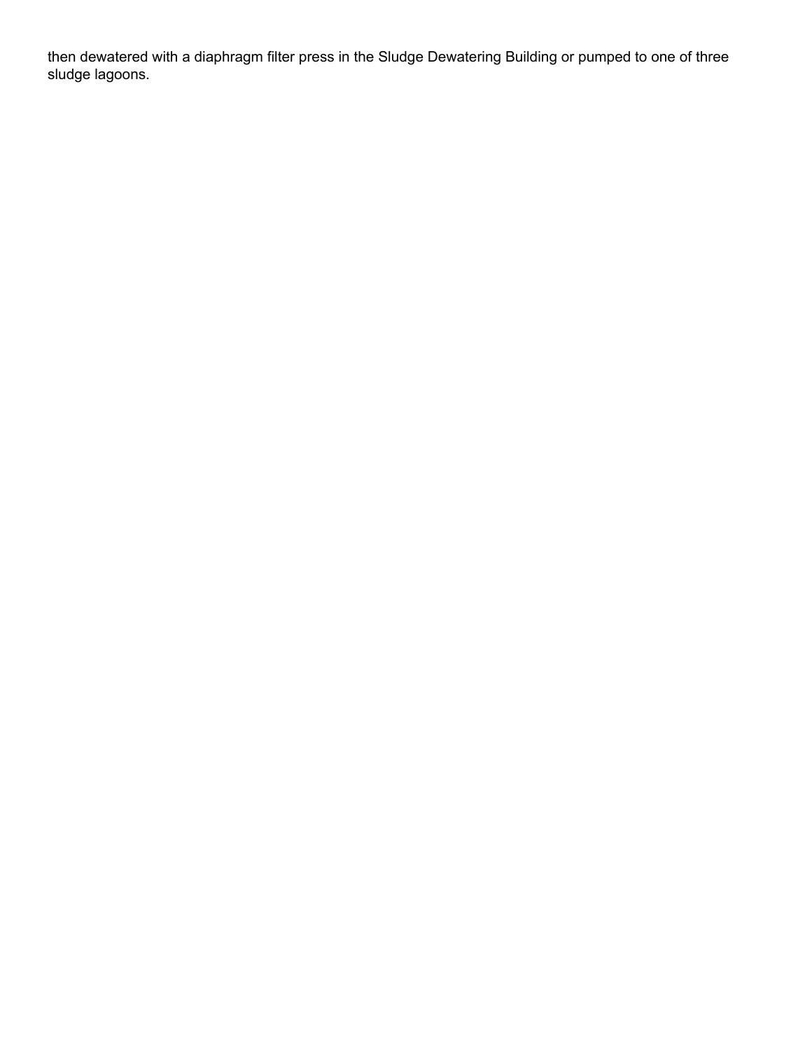then dewatered with a diaphragm filter press in the Sludge Dewatering Building or pumped to one of three sludge lagoons.